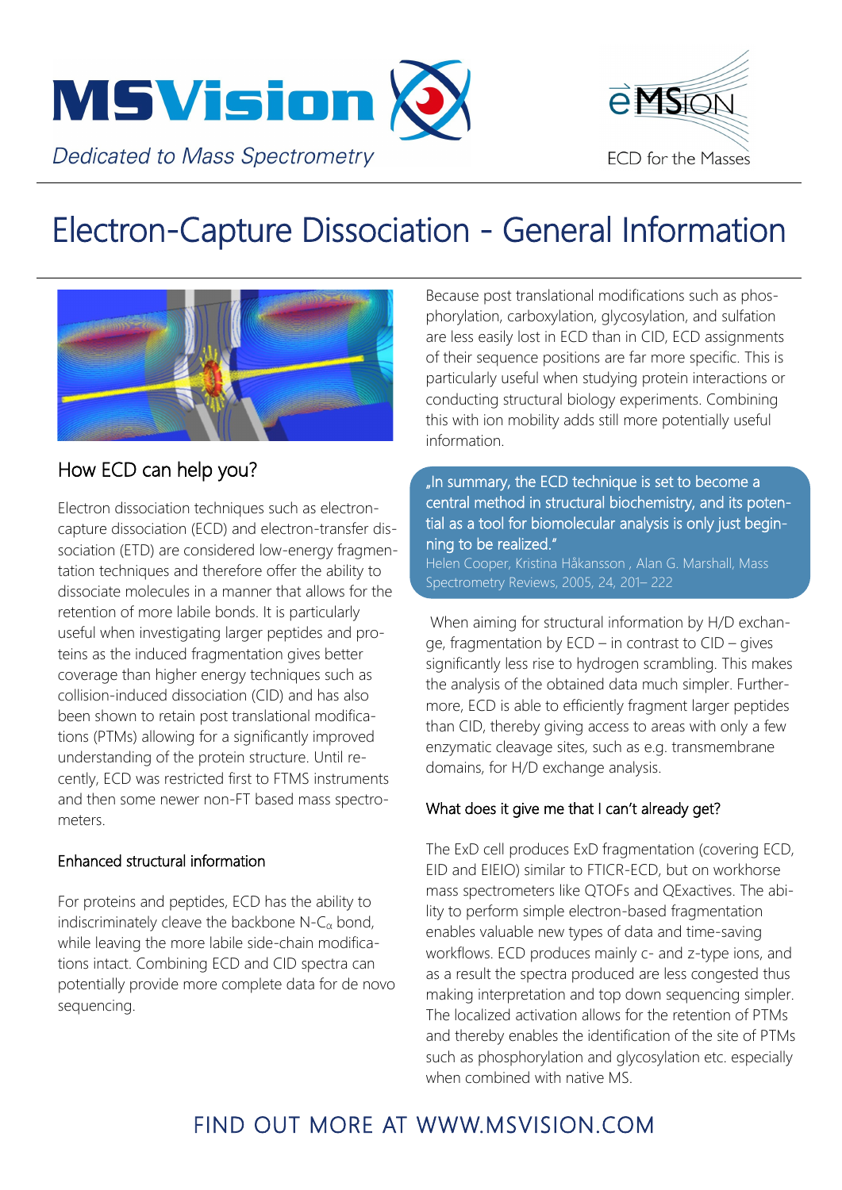MSVision

*Dedicated to Mass Spectrometry*

eMSion

ECD for the Masses

# Electron-Capture Dissociation - General Information

## How ECD can help you?

Electron dissociation techniques such as electron-capture dissociation (ECD) and electron-transfer dissociation (ETD) are considered low-energy fragmentation techniques and therefore offer the ability to dissociate molecules in a manner that allows for the retention of more labile bonds. It is particularly useful when investigating larger peptides and proteins as the induced fragmentation gives better coverage than higher energy techniques such as collision-induced dissociation (CID) and has also been shown to retain post translational modifications (PTMs) allowing for a significantly improved understanding of the protein structure. Until recently, ECD was restricted first to FTMS instruments and then some newer non-FT based mass spectrometers.

### Enhanced structural information

For proteins and peptides, ECD has the ability to indiscriminately cleave the backbone N-$C_\alpha$ bond, while leaving the more labile side-chain modifications intact. Combining ECD and CID spectra can potentially provide more complete data for de novo sequencing.

Because post translational modifications such as phosphorylation, carboxylation, glycosylation, and sulfation are less easily lost in ECD than in CID, ECD assignments of their sequence positions are far more specific. This is particularly useful when studying protein interactions or conducting structural biology experiments. Combining this with ion mobility adds still more potentially useful information.

> „In summary, the ECD technique is set to become a central method in structural biochemistry, and its potential as a tool for biomolecular analysis is only just beginning to be realized."
>
> Helen Cooper, Kristina Håkansson , Alan G. Marshall, Mass Spectrometry Reviews, 2005, 24, 201– 222

When aiming for structural information by H/D exchange, fragmentation by ECD – in contrast to CID – gives significantly less rise to hydrogen scrambling. This makes the analysis of the obtained data much simpler. Furthermore, ECD is able to efficiently fragment larger peptides than CID, thereby giving access to areas with only a few enzymatic cleavage sites, such as e.g. transmembrane domains, for H/D exchange analysis.

### What does it give me that I can't already get?

The ExD cell produces ExD fragmentation (covering ECD, EID and EIEIO) similar to FTICR-ECD, but on workhorse mass spectrometers like QTOFs and QExactives. The ability to perform simple electron-based fragmentation enables valuable new types of data and time-saving workflows. ECD produces mainly c- and z-type ions, and as a result the spectra produced are less congested thus making interpretation and top down sequencing simpler. The localized activation allows for the retention of PTMs and thereby enables the identification of the site of PTMs such as phosphorylation and glycosylation etc. especially when combined with native MS.

FIND OUT MORE AT WWW.MSVISION.COM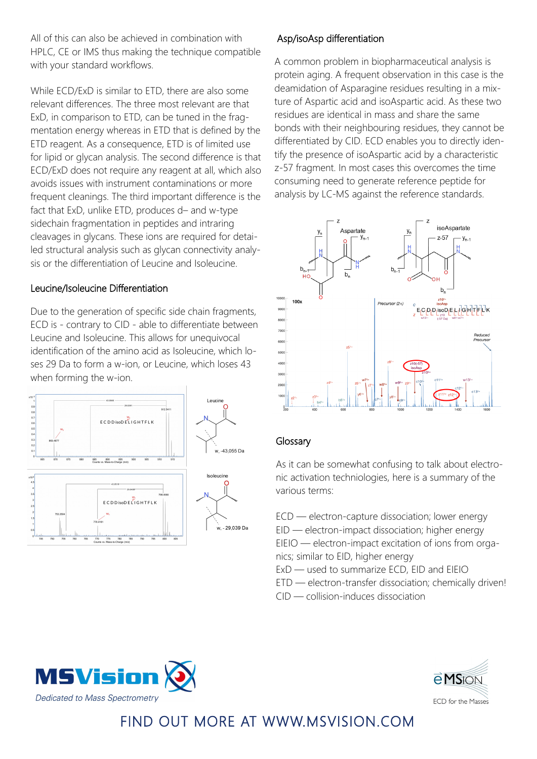All of this can also be achieved in combination with HPLC, CE or IMS thus making the technique compatible with your standard workflows.

While ECD/ExD is similar to ETD, there are also some relevant differences. The three most relevant are that ExD, in comparison to ETD, can be tuned in the fragmentation energy whereas in ETD that is defined by the ETD reagent. As a consequence, ETD is of limited use for lipid or glycan analysis. The second difference is that ECD/ExD does not require any reagent at all, which also avoids issues with instrument contaminations or more frequent cleanings. The third important difference is the fact that ExD, unlike ETD, produces d– and w-type sidechain fragmentation in peptides and intraring cleavages in glycans. These ions are required for detailed structural analysis such as glycan connectivity analysis or the differentiation of Leucine and Isoleucine.

## Leucine/Isoleucine Differentiation

Due to the generation of specific side chain fragments, ECD is - contrary to CID - able to differentiate between Leucine and Isoleucine. This allows for unequivocal identification of the amino acid as Isoleucine, which loses 29 Da to form a w-ion, or Leucine, which loses 43 when forming the w-ion.

ECDDisoDELIGHTFLK

Leucine

$w_i$ -43,055 Da

ECDDisoDELIGHTFLK

Isoleucine

$w_i$ - 29,039 Da

## Asp/isoAsp differentiation

A common problem in biopharmaceutical analysis is protein aging. A frequent observation in this case is the deamidation of Asparagine residues resulting in a mixture of Aspartic acid and isoAspartic acid. As these two residues are identical in mass and share the same bonds with their neighbouring residues, they cannot be differentiated by CID. ECD enables you to directly identify the presence of isoAspartic acid by a characteristic z-57 fragment. In most cases this overcomes the time consuming need to generate reference peptide for analysis by LC-MS against the reference standards.

Aspartate

isoAspartate

z-57

Precursor (2+)

Reduced Precursor

z10(-57) isoAsp

## Glossary

As it can be somewhat confusing to talk about electronic activation techniologies, here is a summary of the various terms:

ECD — electron-capture dissociation; lower energy
EID — electron-impact dissociation; higher energy
EIEIO — electron-impact excitation of ions from organics; similar to EID, higher energy
ExD — used to summarize ECD, EID and EIEIO
ETD — electron-transfer dissociation; chemically driven!
CID — collision-induces dissociation

MSVision
Dedicated to Mass Spectrometry

eMSion
ECD for the Masses

FIND OUT MORE AT WWW.MSVISION.COM